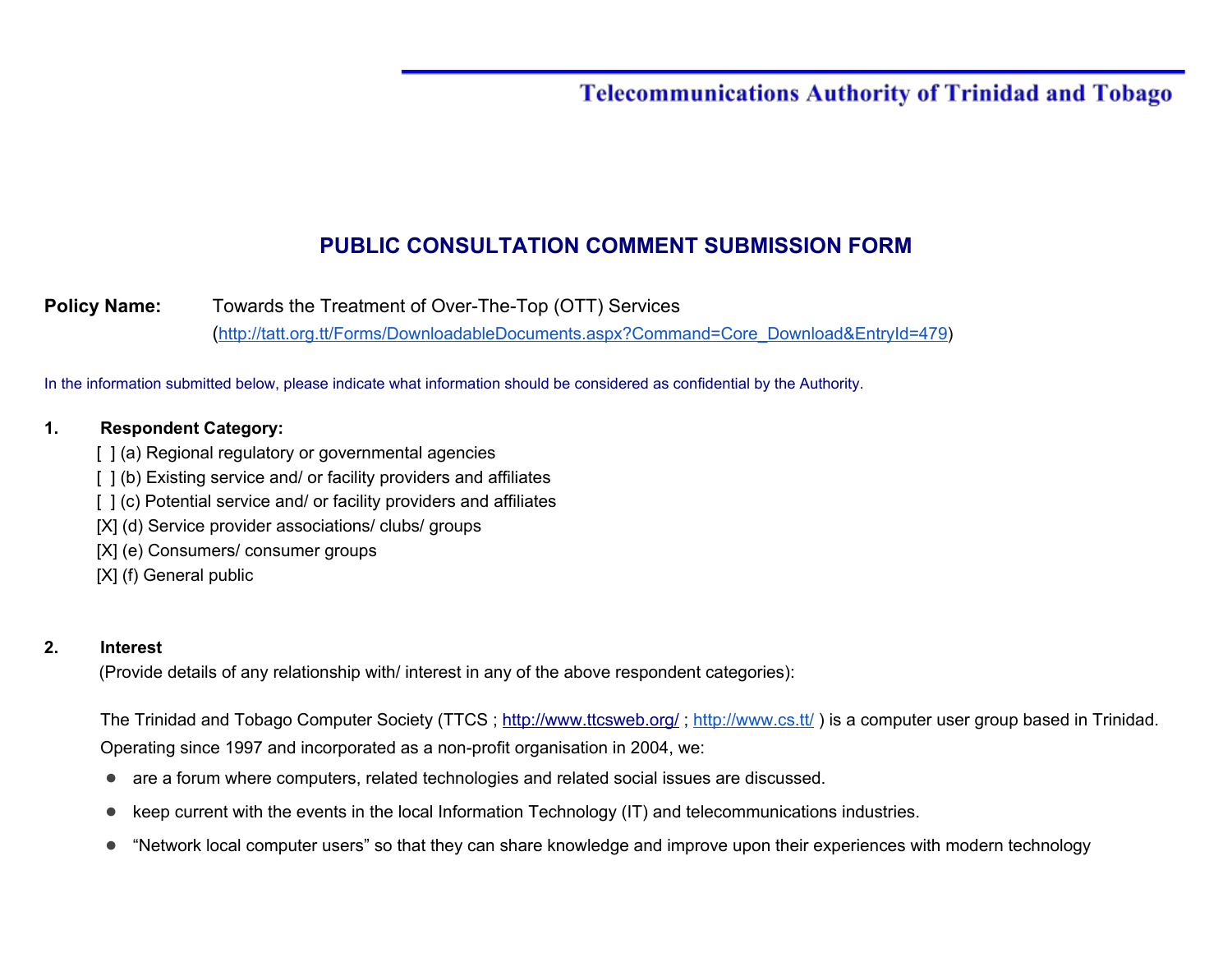Telecommunications Authority of Trinidad and Tobago

# PUBLIC CONSULTATION COMMENT SUBMISSION FORM

**Policy Name:** Towards the Treatment of Over-The-Top (OTT) Services
(http://tatt.org.tt/Forms/DownloadableDocuments.aspx?Command=Core_Download&EntryId=479)

In the information submitted below, please indicate what information should be considered as confidential by the Authority.

**1. Respondent Category:**

[ ] (a) Regional regulatory or governmental agencies
[ ] (b) Existing service and/ or facility providers and affiliates
[ ] (c) Potential service and/ or facility providers and affiliates
[X] (d) Service provider associations/ clubs/ groups
[X] (e) Consumers/ consumer groups
[X] (f) General public

**2. Interest**
(Provide details of any relationship with/ interest in any of the above respondent categories):

The Trinidad and Tobago Computer Society (TTCS ; http://www.ttcsweb.org/ ; http://www.cs.tt/ ) is a computer user group based in Trinidad. Operating since 1997 and incorporated as a non-profit organisation in 2004, we:

- are a forum where computers, related technologies and related social issues are discussed.
- keep current with the events in the local Information Technology (IT) and telecommunications industries.
- "Network local computer users" so that they can share knowledge and improve upon their experiences with modern technology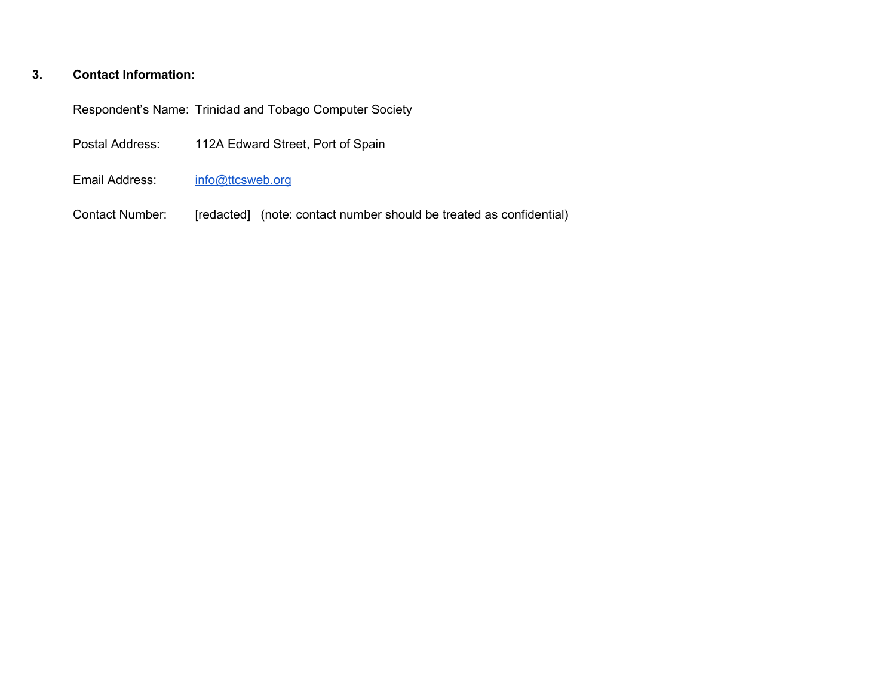## 3. Contact Information:

Respondent's Name: Trinidad and Tobago Computer Society

Postal Address: 112A Edward Street, Port of Spain

Email Address: info@ttcsweb.org

Contact Number: [redacted] (note: contact number should be treated as confidential)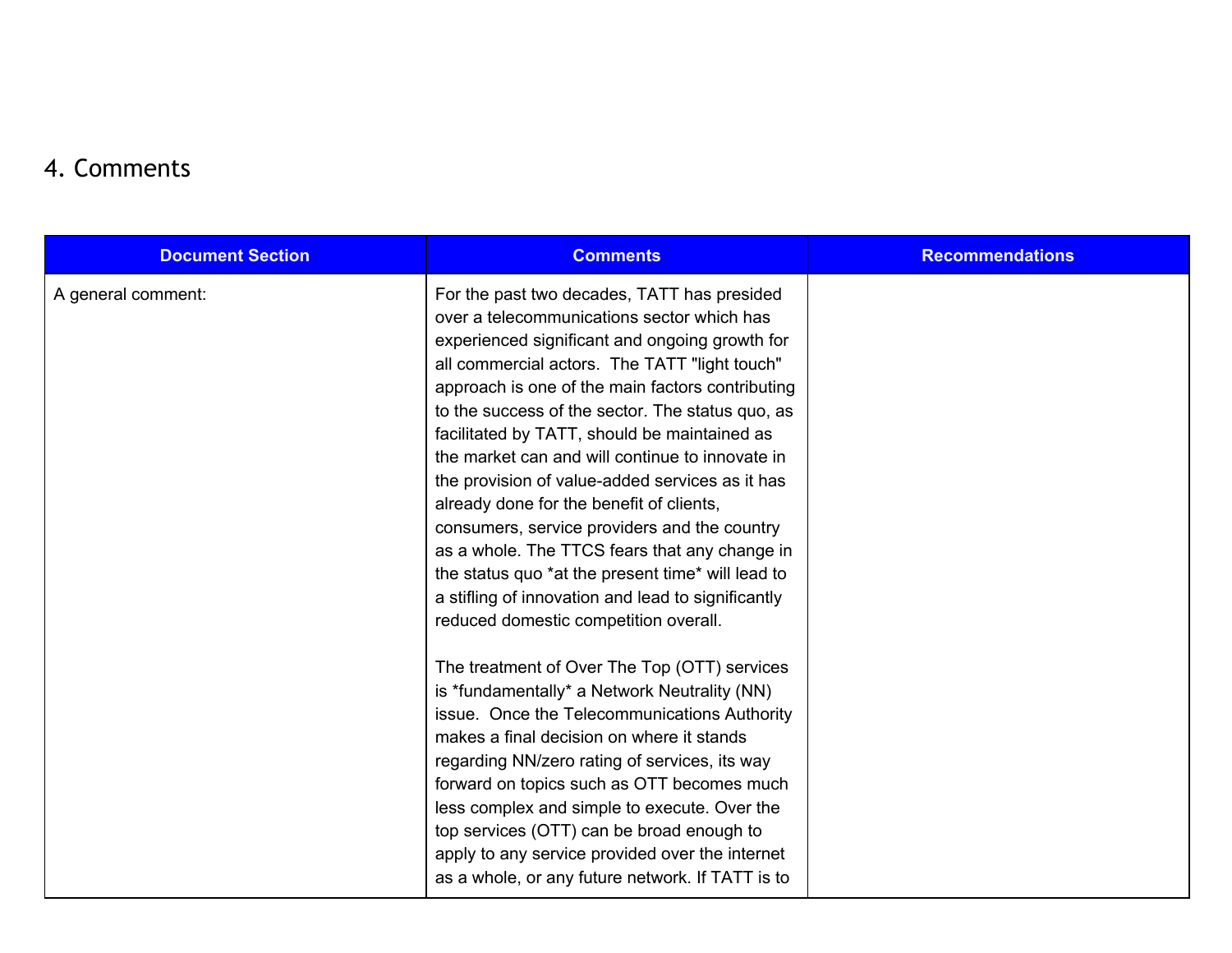## 4. Comments

| Document Section | Comments | Recommendations |
| --- | --- | --- |
| A general comment: | For the past two decades, TATT has presided over a telecommunications sector which has experienced significant and ongoing growth for all commercial actors. The TATT "light touch" approach is one of the main factors contributing to the success of the sector. The status quo, as facilitated by TATT, should be maintained as the market can and will continue to innovate in the provision of value-added services as it has already done for the benefit of clients, consumers, service providers and the country as a whole. The TTCS fears that any change in the status quo *at the present time* will lead to a stifling of innovation and lead to significantly reduced domestic competition overall.<br><br>The treatment of Over The Top (OTT) services is *fundamentally* a Network Neutrality (NN) issue. Once the Telecommunications Authority makes a final decision on where it stands regarding NN/zero rating of services, its way forward on topics such as OTT becomes much less complex and simple to execute. Over the top services (OTT) can be broad enough to apply to any service provided over the internet as a whole, or any future network. If TATT is to | |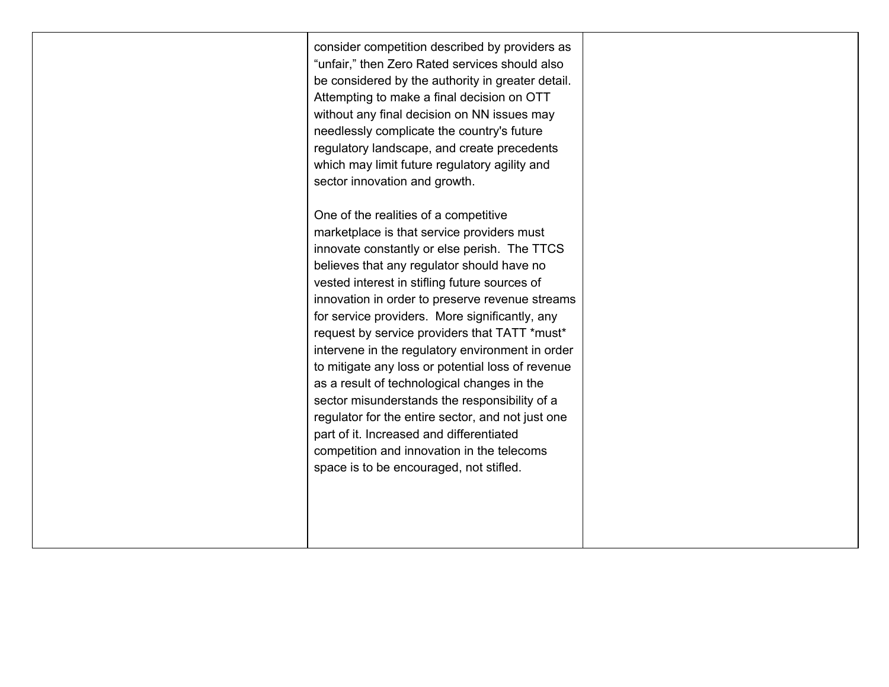| | | |
|---|---|---|
| | consider competition described by providers as "unfair," then Zero Rated services should also be considered by the authority in greater detail. Attempting to make a final decision on OTT without any final decision on NN issues may needlessly complicate the country's future regulatory landscape, and create precedents which may limit future regulatory agility and sector innovation and growth.<br><br>One of the realities of a competitive marketplace is that service providers must innovate constantly or else perish. The TTCS believes that any regulator should have no vested interest in stifling future sources of innovation in order to preserve revenue streams for service providers. More significantly, any request by service providers that TATT *must* intervene in the regulatory environment in order to mitigate any loss or potential loss of revenue as a result of technological changes in the sector misunderstands the responsibility of a regulator for the entire sector, and not just one part of it. Increased and differentiated competition and innovation in the telecoms space is to be encouraged, not stifled. | |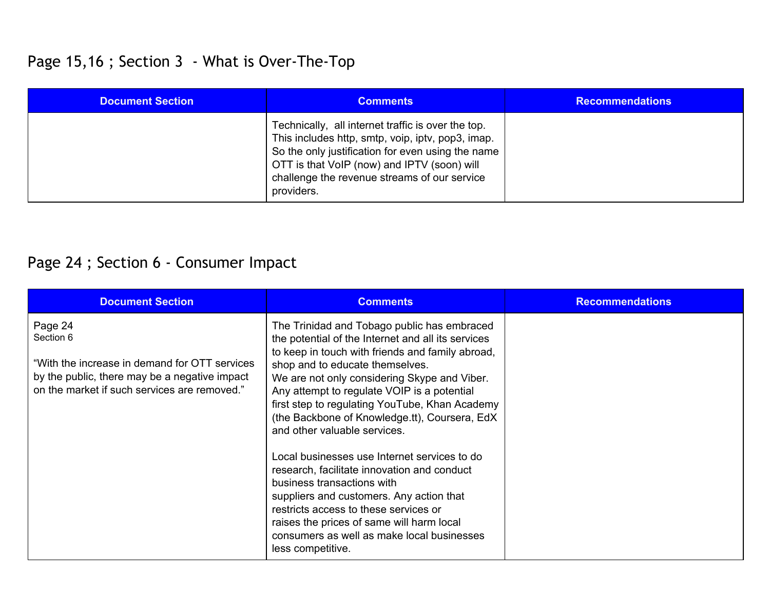## Page 15,16 ; Section 3 - What is Over-The-Top

| Document Section | Comments | Recommendations |
| --- | --- | --- |
| | Technically, all internet traffic is over the top. This includes http, smtp, voip, iptv, pop3, imap. So the only justification for even using the name OTT is that VoIP (now) and IPTV (soon) will challenge the revenue streams of our service providers. | |

## Page 24 ; Section 6 - Consumer Impact

| Document Section | Comments | Recommendations |
| --- | --- | --- |
| Page 24<br>Section 6<br><br>"With the increase in demand for OTT services by the public, there may be a negative impact on the market if such services are removed." | The Trinidad and Tobago public has embraced the potential of the Internet and all its services to keep in touch with friends and family abroad, shop and to educate themselves.<br>We are not only considering Skype and Viber. Any attempt to regulate VOIP is a potential first step to regulating YouTube, Khan Academy (the Backbone of Knowledge.tt), Coursera, EdX and other valuable services.<br><br>Local businesses use Internet services to do research, facilitate innovation and conduct business transactions with suppliers and customers. Any action that restricts access to these services or raises the prices of same will harm local consumers as well as make local businesses less competitive. | |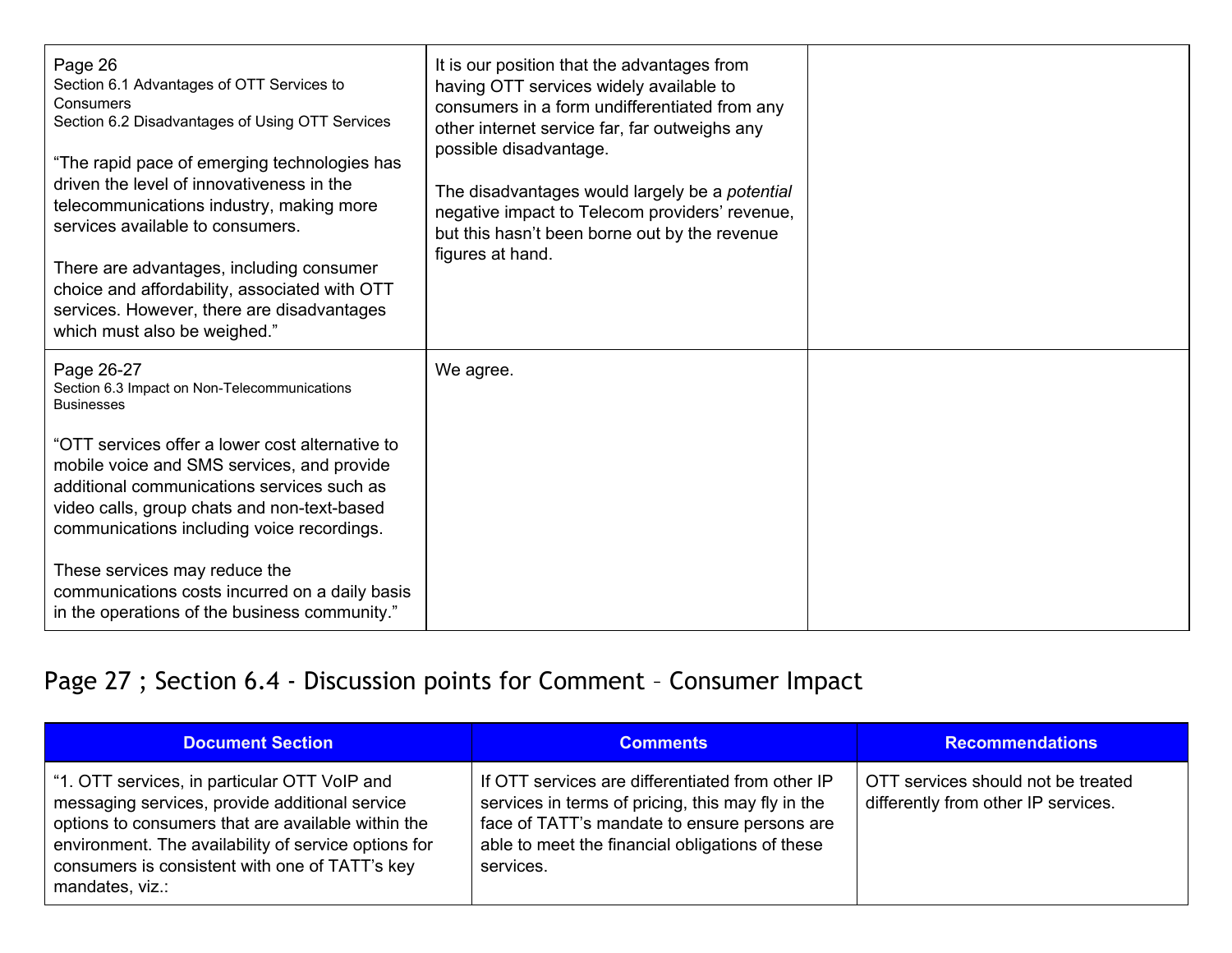| | | |
|---|---|---|
| Page 26<br>Section 6.1 Advantages of OTT Services to Consumers<br>Section 6.2 Disadvantages of Using OTT Services<br><br>"The rapid pace of emerging technologies has driven the level of innovativeness in the telecommunications industry, making more services available to consumers.<br><br>There are advantages, including consumer choice and affordability, associated with OTT services. However, there are disadvantages which must also be weighed." | It is our position that the advantages from having OTT services widely available to consumers in a form undifferentiated from any other internet service far, far outweighs any possible disadvantage.<br><br>The disadvantages would largely be a *potential* negative impact to Telecom providers' revenue, but this hasn't been borne out by the revenue figures at hand. | |
| Page 26-27<br>Section 6.3 Impact on Non-Telecommunications Businesses<br><br>"OTT services offer a lower cost alternative to mobile voice and SMS services, and provide additional communications services such as video calls, group chats and non-text-based communications including voice recordings.<br><br>These services may reduce the communications costs incurred on a daily basis in the operations of the business community." | We agree. | |

## Page 27 ; Section 6.4 - Discussion points for Comment – Consumer Impact

| Document Section | Comments | Recommendations |
|---|---|---|
| "1. OTT services, in particular OTT VoIP and messaging services, provide additional service options to consumers that are available within the environment. The availability of service options for consumers is consistent with one of TATT's key mandates, viz.: | If OTT services are differentiated from other IP services in terms of pricing, this may fly in the face of TATT's mandate to ensure persons are able to meet the financial obligations of these services. | OTT services should not be treated differently from other IP services. |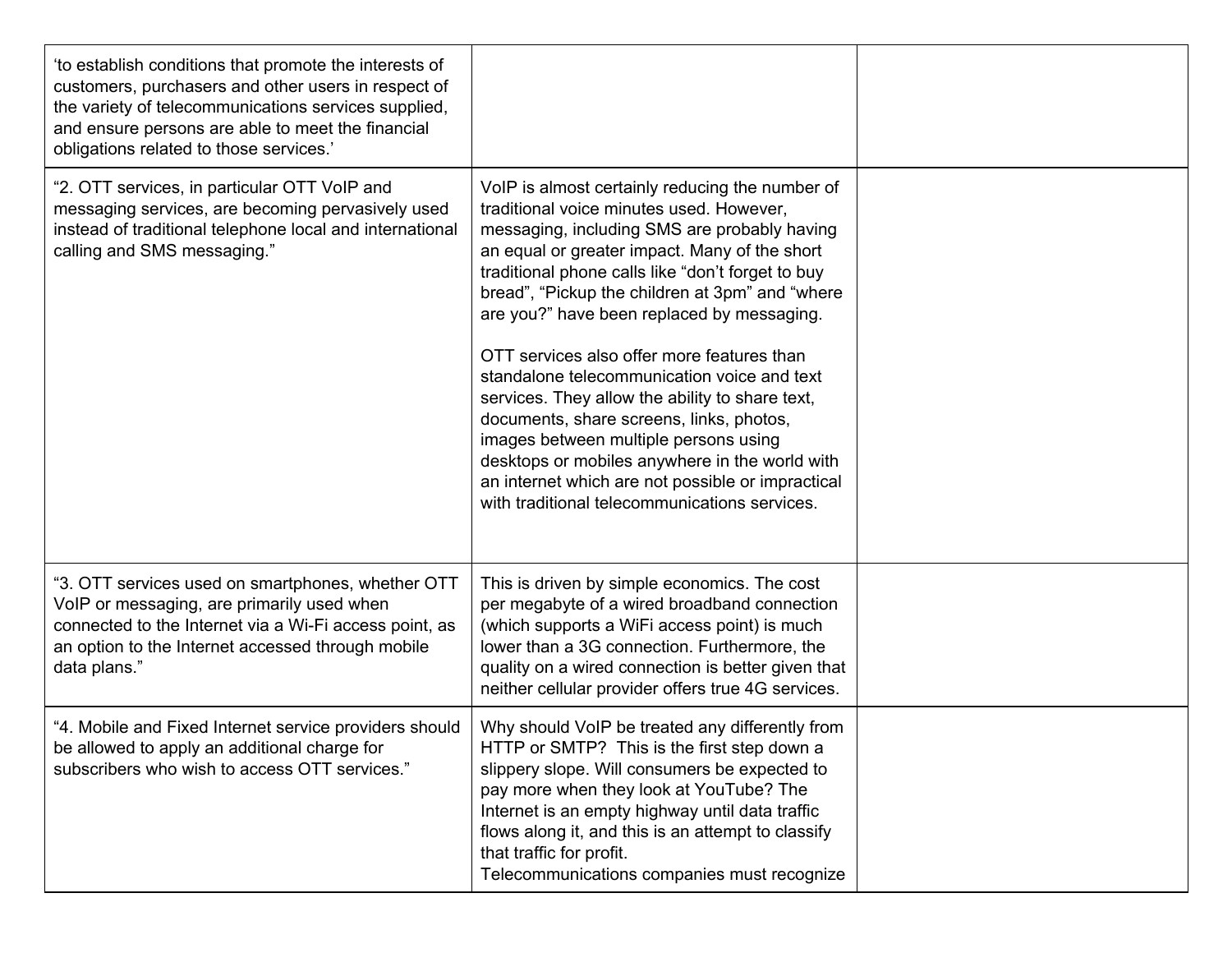| | | |
|---|---|---|
| ‘to establish conditions that promote the interests of customers, purchasers and other users in respect of the variety of telecommunications services supplied, and ensure persons are able to meet the financial obligations related to those services.’ | | |
| “2. OTT services, in particular OTT VoIP and messaging services, are becoming pervasively used instead of traditional telephone local and international calling and SMS messaging.” | VoIP is almost certainly reducing the number of traditional voice minutes used. However, messaging, including SMS are probably having an equal or greater impact. Many of the short traditional phone calls like “don’t forget to buy bread”, “Pickup the children at 3pm” and “where are you?” have been replaced by messaging.<br><br>OTT services also offer more features than standalone telecommunication voice and text services. They allow the ability to share text, documents, share screens, links, photos, images between multiple persons using desktops or mobiles anywhere in the world with an internet which are not possible or impractical with traditional telecommunications services. | |
| “3. OTT services used on smartphones, whether OTT VoIP or messaging, are primarily used when connected to the Internet via a Wi-Fi access point, as an option to the Internet accessed through mobile data plans.” | This is driven by simple economics. The cost per megabyte of a wired broadband connection (which supports a WiFi access point) is much lower than a 3G connection. Furthermore, the quality on a wired connection is better given that neither cellular provider offers true 4G services. | |
| “4. Mobile and Fixed Internet service providers should be allowed to apply an additional charge for subscribers who wish to access OTT services.” | Why should VoIP be treated any differently from HTTP or SMTP? This is the first step down a slippery slope. Will consumers be expected to pay more when they look at YouTube? The Internet is an empty highway until data traffic flows along it, and this is an attempt to classify that traffic for profit.<br>Telecommunications companies must recognize | |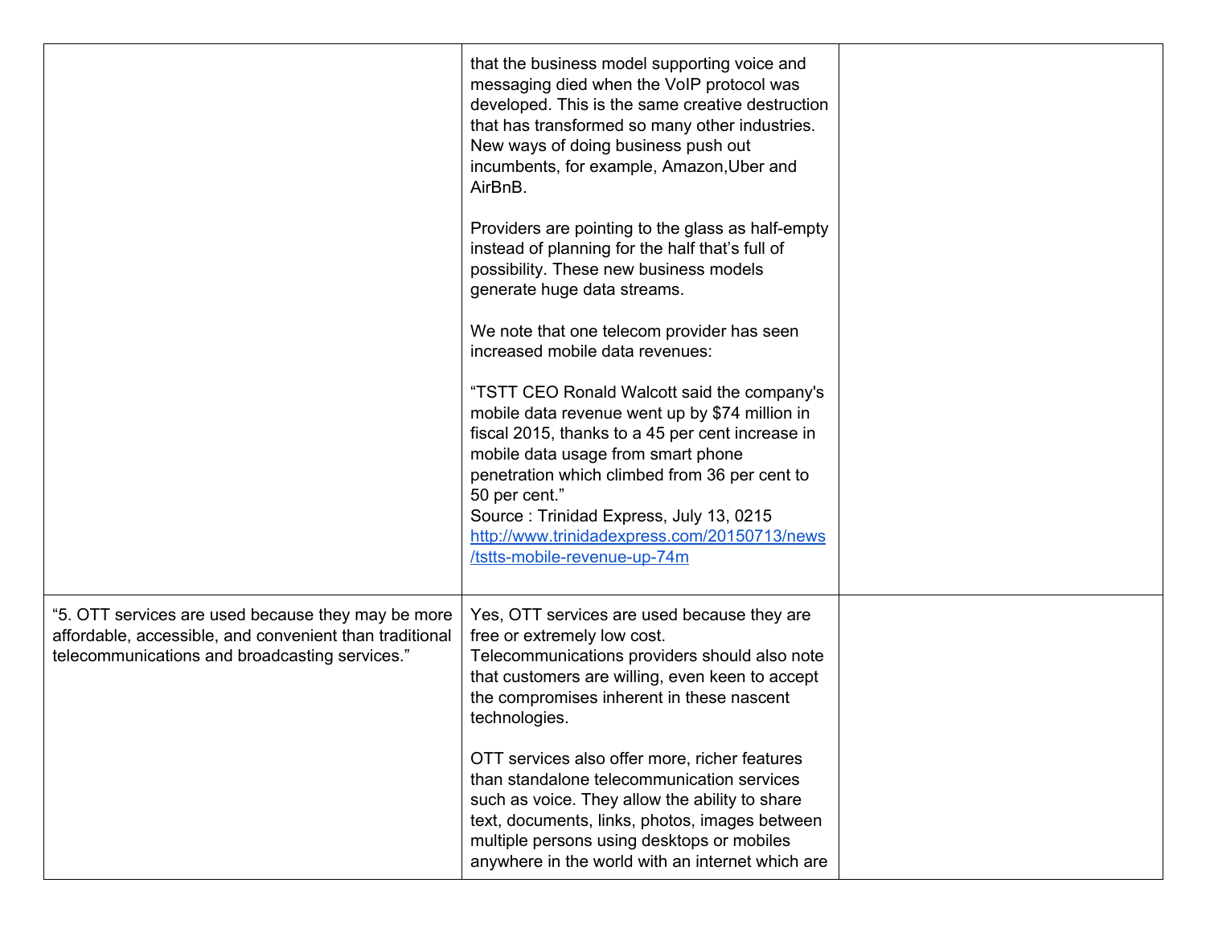| | | |
|---|---|---|
| | that the business model supporting voice and messaging died when the VoIP protocol was developed. This is the same creative destruction that has transformed so many other industries. New ways of doing business push out incumbents, for example, Amazon,Uber and AirBnB.<br><br>Providers are pointing to the glass as half-empty instead of planning for the half that's full of possibility. These new business models generate huge data streams.<br><br>We note that one telecom provider has seen increased mobile data revenues:<br><br>"TSTT CEO Ronald Walcott said the company's mobile data revenue went up by $74 million in fiscal 2015, thanks to a 45 per cent increase in mobile data usage from smart phone penetration which climbed from 36 per cent to 50 per cent."<br>Source : Trinidad Express, July 13, 0215<br>[http://www.trinidadexpress.com/20150713/news/tstts-mobile-revenue-up-74m](http://www.trinidadexpress.com/20150713/news/tstts-mobile-revenue-up-74m) | |
| "5. OTT services are used because they may be more affordable, accessible, and convenient than traditional telecommunications and broadcasting services." | Yes, OTT services are used because they are free or extremely low cost. Telecommunications providers should also note that customers are willing, even keen to accept the compromises inherent in these nascent technologies.<br><br>OTT services also offer more, richer features than standalone telecommunication services such as voice. They allow the ability to share text, documents, links, photos, images between multiple persons using desktops or mobiles anywhere in the world with an internet which are | |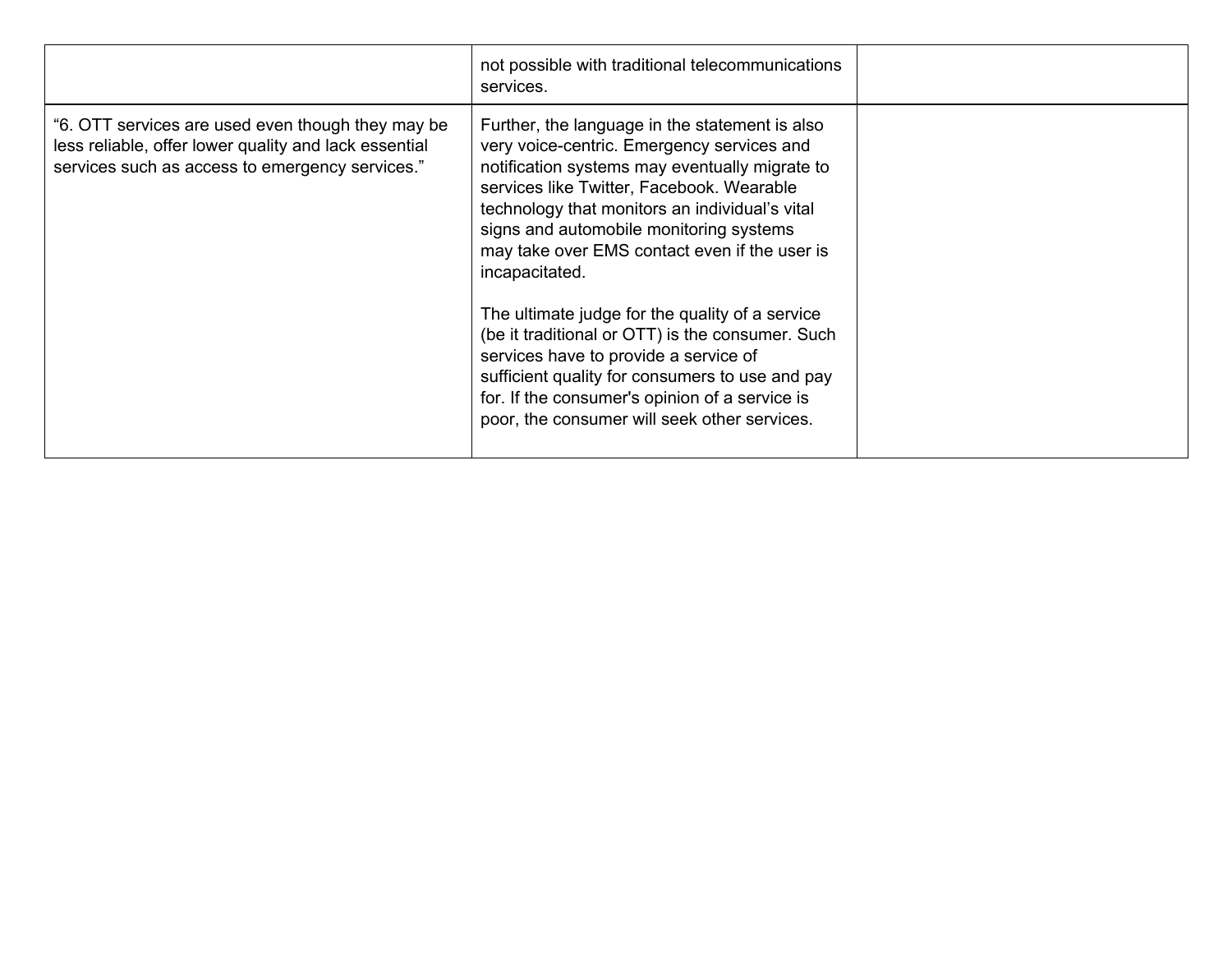| | | |
|---|---|---|
| | not possible with traditional telecommunications services. | |
| "6. OTT services are used even though they may be less reliable, offer lower quality and lack essential services such as access to emergency services." | Further, the language in the statement is also very voice-centric. Emergency services and notification systems may eventually migrate to services like Twitter, Facebook. Wearable technology that monitors an individual's vital signs and automobile monitoring systems may take over EMS contact even if the user is incapacitated.<br><br>The ultimate judge for the quality of a service (be it traditional or OTT) is the consumer. Such services have to provide a service of sufficient quality for consumers to use and pay for. If the consumer's opinion of a service is poor, the consumer will seek other services. | |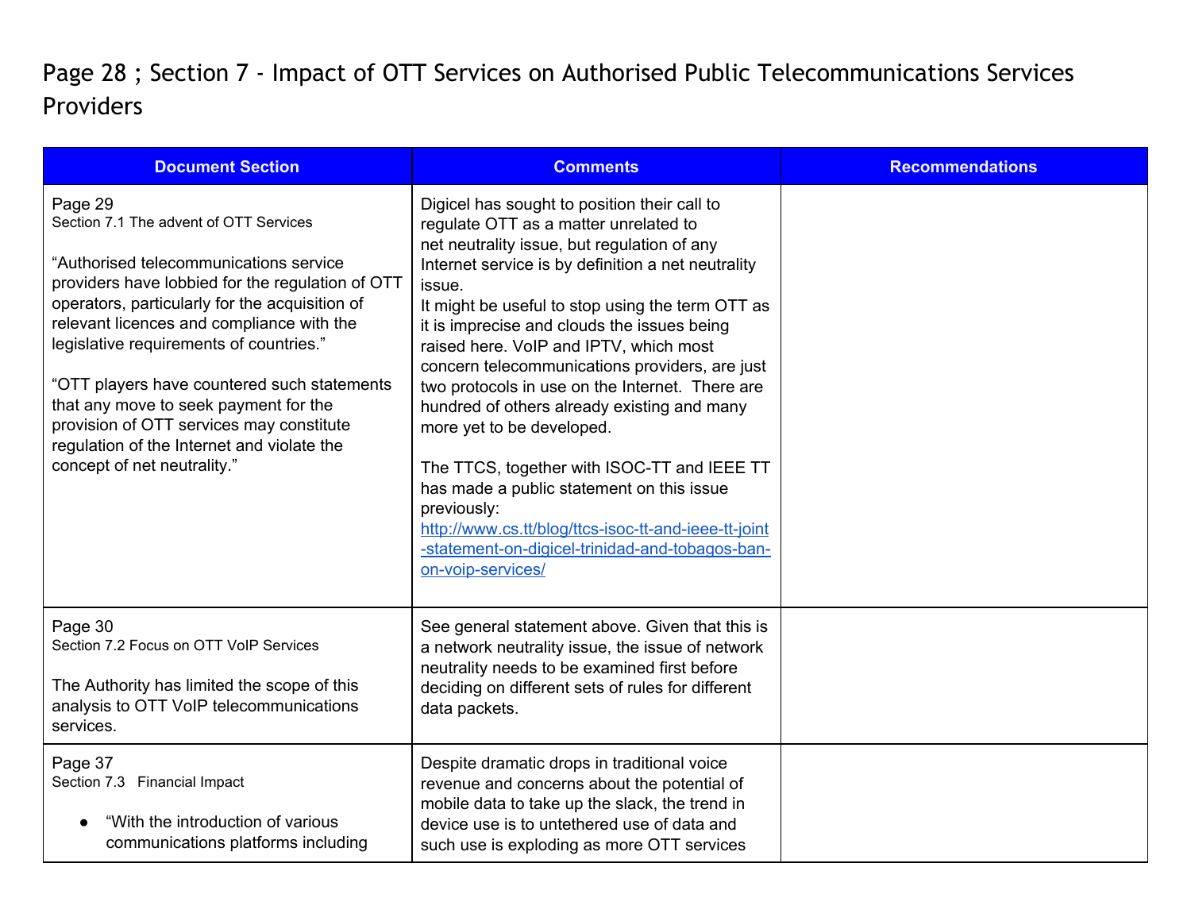## Page 28 ; Section 7 - Impact of OTT Services on Authorised Public Telecommunications Services Providers

| Document Section | Comments | Recommendations |
|---|---|---|
| Page 29<br>Section 7.1 The advent of OTT Services<br><br>"Authorised telecommunications service providers have lobbied for the regulation of OTT operators, particularly for the acquisition of relevant licences and compliance with the legislative requirements of countries."<br><br>"OTT players have countered such statements that any move to seek payment for the provision of OTT services may constitute regulation of the Internet and violate the concept of net neutrality." | Digicel has sought to position their call to regulate OTT as a matter unrelated to net neutrality issue, but regulation of any Internet service is by definition a net neutrality issue.<br>It might be useful to stop using the term OTT as it is imprecise and clouds the issues being raised here. VoIP and IPTV, which most concern telecommunications providers, are just two protocols in use on the Internet. There are hundred of others already existing and many more yet to be developed.<br><br>The TTCS, together with ISOC-TT and IEEE TT has made a public statement on this issue previously: [http://www.cs.tt/blog/ttcs-isoc-tt-and-ieee-tt-joint-statement-on-digicel-trinidad-and-tobagos-ban-on-voip-services/](http://www.cs.tt/blog/ttcs-isoc-tt-and-ieee-tt-joint-statement-on-digicel-trinidad-and-tobagos-ban-on-voip-services/) | |
| Page 30<br>Section 7.2 Focus on OTT VoIP Services<br><br>The Authority has limited the scope of this analysis to OTT VoIP telecommunications services. | See general statement above. Given that this is a network neutrality issue, the issue of network neutrality needs to be examined first before deciding on different sets of rules for different data packets. | |
| Page 37<br>Section 7.3 Financial Impact<br><br>• "With the introduction of various communications platforms including | Despite dramatic drops in traditional voice revenue and concerns about the potential of mobile data to take up the slack, the trend in device use is to untethered use of data and such use is exploding as more OTT services | |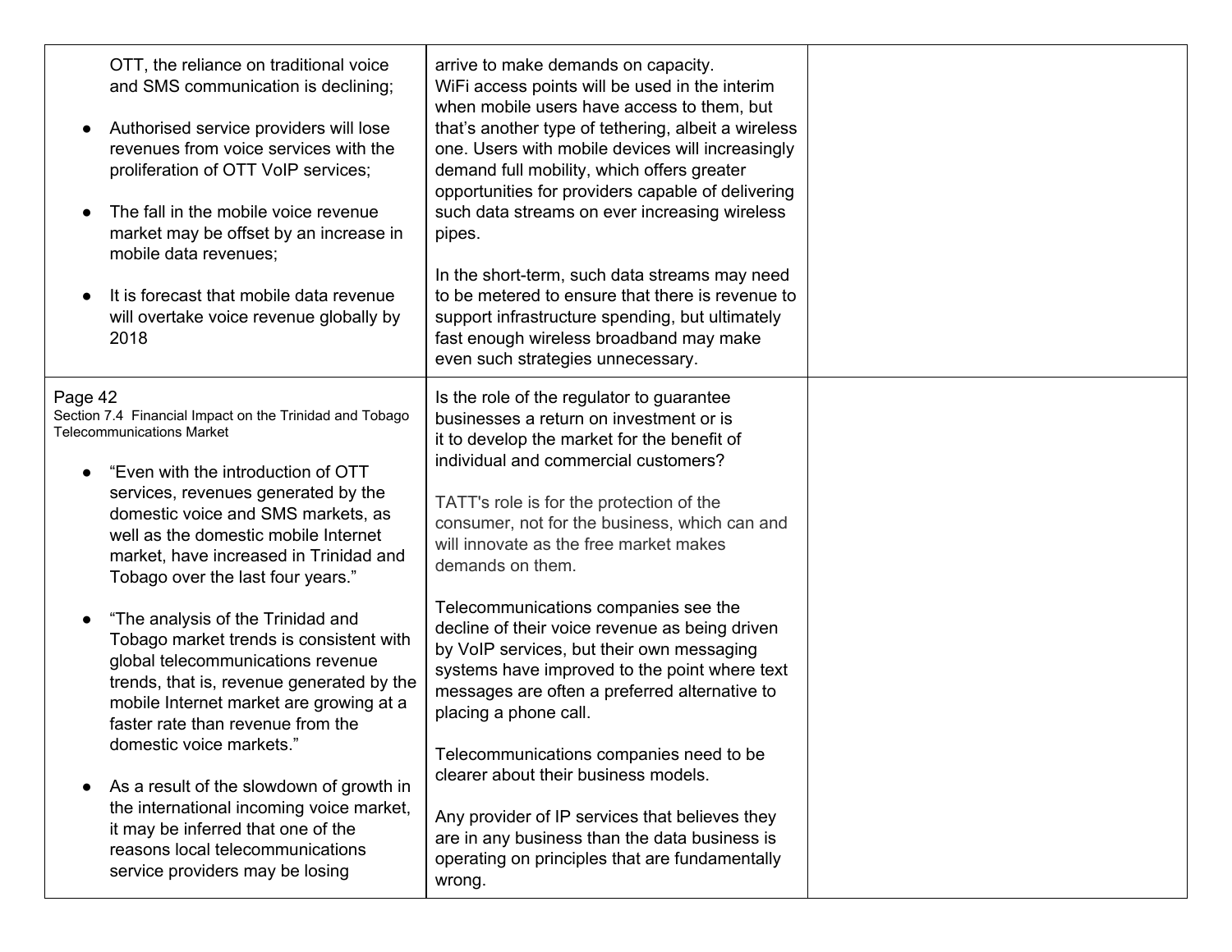| | | |
|---|---|---|
| OTT, the reliance on traditional voice and SMS communication is declining;<br><br>● Authorised service providers will lose revenues from voice services with the proliferation of OTT VoIP services;<br><br>● The fall in the mobile voice revenue market may be offset by an increase in mobile data revenues;<br><br>● It is forecast that mobile data revenue will overtake voice revenue globally by 2018 | arrive to make demands on capacity.<br>WiFi access points will be used in the interim when mobile users have access to them, but that's another type of tethering, albeit a wireless one. Users with mobile devices will increasingly demand full mobility, which offers greater opportunities for providers capable of delivering such data streams on ever increasing wireless pipes.<br><br>In the short-term, such data streams may need to be metered to ensure that there is revenue to support infrastructure spending, but ultimately fast enough wireless broadband may make even such strategies unnecessary. | |
| Page 42<br>Section 7.4 Financial Impact on the Trinidad and Tobago Telecommunications Market<br><br>● "Even with the introduction of OTT services, revenues generated by the domestic voice and SMS markets, as well as the domestic mobile Internet market, have increased in Trinidad and Tobago over the last four years."<br><br>● "The analysis of the Trinidad and Tobago market trends is consistent with global telecommunications revenue trends, that is, revenue generated by the mobile Internet market are growing at a faster rate than revenue from the domestic voice markets."<br><br>● As a result of the slowdown of growth in the international incoming voice market, it may be inferred that one of the reasons local telecommunications service providers may be losing | Is the role of the regulator to guarantee businesses a return on investment or is it to develop the market for the benefit of individual and commercial customers?<br><br>TATT's role is for the protection of the consumer, not for the business, which can and will innovate as the free market makes demands on them.<br><br>Telecommunications companies see the decline of their voice revenue as being driven by VoIP services, but their own messaging systems have improved to the point where text messages are often a preferred alternative to placing a phone call.<br><br>Telecommunications companies need to be clearer about their business models.<br><br>Any provider of IP services that believes they are in any business than the data business is operating on principles that are fundamentally wrong. | |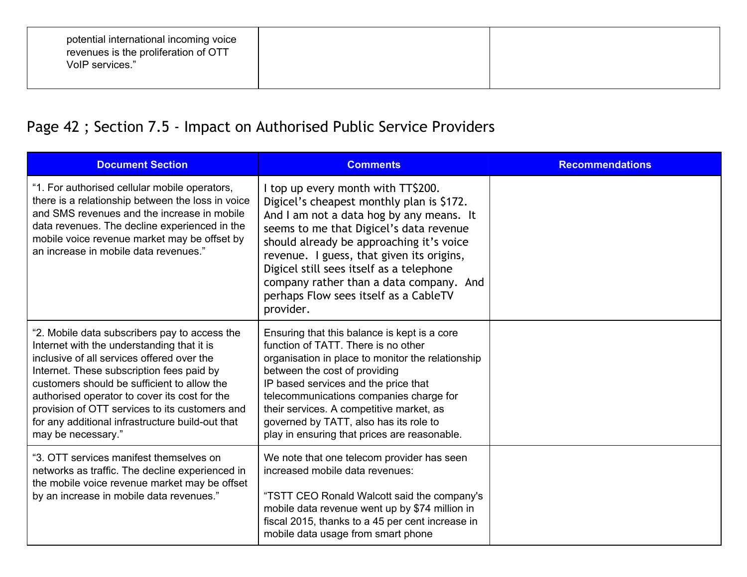| | | |
|---|---|---|
| potential international incoming voice revenues is the proliferation of OTT VoIP services.” | | |

## Page 42 ; Section 7.5 - Impact on Authorised Public Service Providers

| Document Section | Comments | Recommendations |
|---|---|---|
| “1. For authorised cellular mobile operators, there is a relationship between the loss in voice and SMS revenues and the increase in mobile data revenues. The decline experienced in the mobile voice revenue market may be offset by an increase in mobile data revenues.” | I top up every month with TT$200. Digicel’s cheapest monthly plan is $172. And I am not a data hog by any means. It seems to me that Digicel’s data revenue should already be approaching it’s voice revenue. I guess, that given its origins, Digicel still sees itself as a telephone company rather than a data company. And perhaps Flow sees itself as a CableTV provider. | |
| “2. Mobile data subscribers pay to access the Internet with the understanding that it is inclusive of all services offered over the Internet. These subscription fees paid by customers should be sufficient to allow the authorised operator to cover its cost for the provision of OTT services to its customers and for any additional infrastructure build-out that may be necessary.” | Ensuring that this balance is kept is a core function of TATT. There is no other organisation in place to monitor the relationship between the cost of providing IP based services and the price that telecommunications companies charge for their services. A competitive market, as governed by TATT, also has its role to play in ensuring that prices are reasonable. | |
| “3. OTT services manifest themselves on networks as traffic. The decline experienced in the mobile voice revenue market may be offset by an increase in mobile data revenues.” | We note that one telecom provider has seen increased mobile data revenues:<br><br>“TSTT CEO Ronald Walcott said the company's mobile data revenue went up by $74 million in fiscal 2015, thanks to a 45 per cent increase in mobile data usage from smart phone | |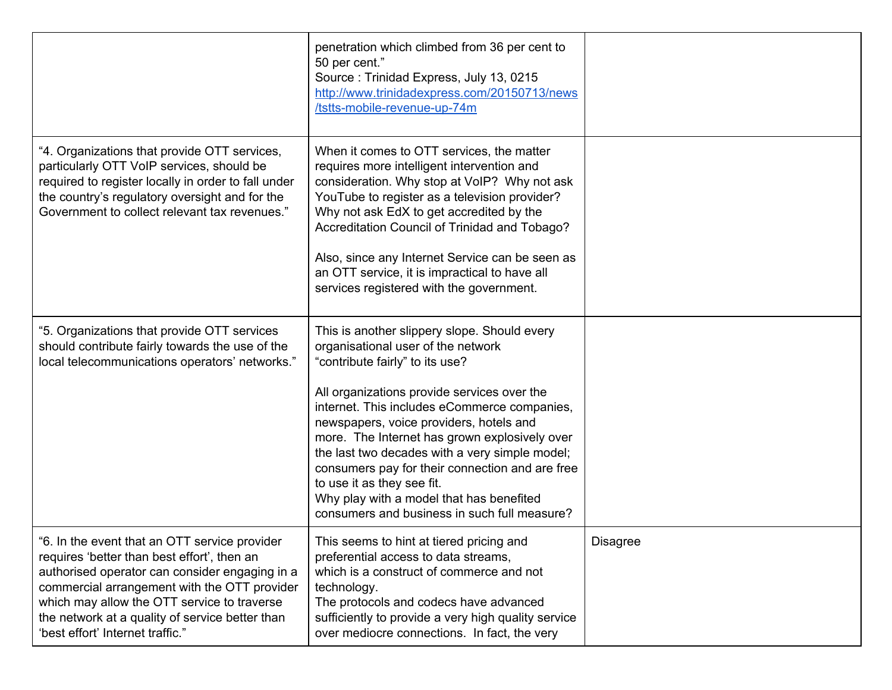| | | |
|---|---|---|
| | penetration which climbed from 36 per cent to 50 per cent."<br>Source : Trinidad Express, July 13, 0215<br>http://www.trinidadexpress.com/20150713/news/tstts-mobile-revenue-up-74m | |
| "4. Organizations that provide OTT services, particularly OTT VoIP services, should be required to register locally in order to fall under the country's regulatory oversight and for the Government to collect relevant tax revenues." | When it comes to OTT services, the matter requires more intelligent intervention and consideration. Why stop at VoIP? Why not ask YouTube to register as a television provider? Why not ask EdX to get accredited by the Accreditation Council of Trinidad and Tobago?<br><br>Also, since any Internet Service can be seen as an OTT service, it is impractical to have all services registered with the government. | |
| "5. Organizations that provide OTT services should contribute fairly towards the use of the local telecommunications operators' networks." | This is another slippery slope. Should every organisational user of the network "contribute fairly" to its use?<br><br>All organizations provide services over the internet. This includes eCommerce companies, newspapers, voice providers, hotels and more. The Internet has grown explosively over the last two decades with a very simple model; consumers pay for their connection and are free to use it as they see fit.<br>Why play with a model that has benefited consumers and business in such full measure? | |
| "6. In the event that an OTT service provider requires 'better than best effort', then an authorised operator can consider engaging in a commercial arrangement with the OTT provider which may allow the OTT service to traverse the network at a quality of service better than 'best effort' Internet traffic." | This seems to hint at tiered pricing and preferential access to data streams, which is a construct of commerce and not technology.<br>The protocols and codecs have advanced sufficiently to provide a very high quality service over mediocre connections. In fact, the very | Disagree |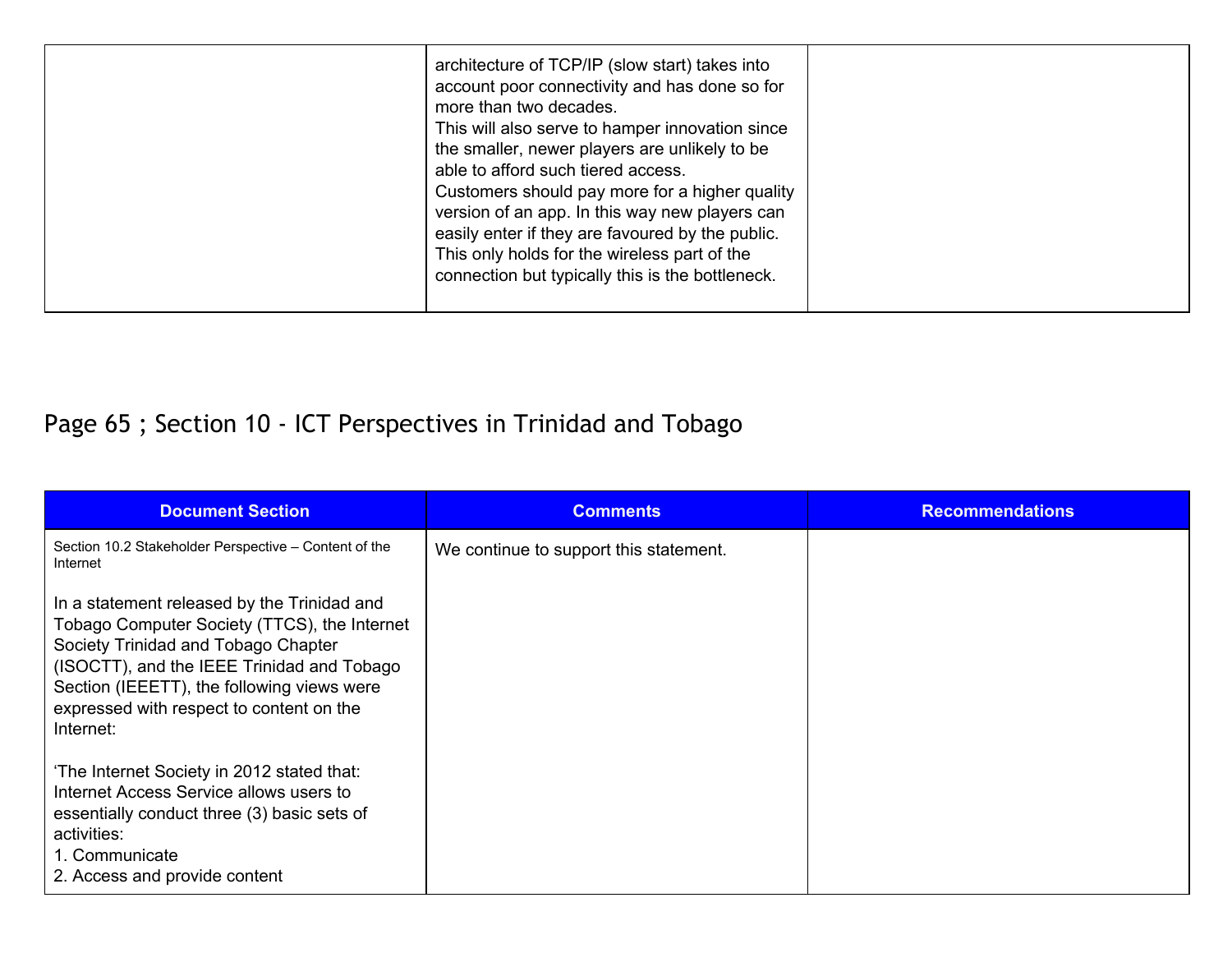| | | |
|---|---|---|
| | architecture of TCP/IP (slow start) takes into account poor connectivity and has done so for more than two decades.<br>This will also serve to hamper innovation since the smaller, newer players are unlikely to be able to afford such tiered access.<br>Customers should pay more for a higher quality version of an app. In this way new players can easily enter if they are favoured by the public.<br>This only holds for the wireless part of the connection but typically this is the bottleneck. | |

## Page 65 ; Section 10 - ICT Perspectives in Trinidad and Tobago

| Document Section | Comments | Recommendations |
|---|---|---|
| Section 10.2 Stakeholder Perspective – Content of the Internet<br><br>In a statement released by the Trinidad and Tobago Computer Society (TTCS), the Internet Society Trinidad and Tobago Chapter (ISOCTT), and the IEEE Trinidad and Tobago Section (IEEETT), the following views were expressed with respect to content on the Internet:<br><br>‘The Internet Society in 2012 stated that: Internet Access Service allows users to essentially conduct three (3) basic sets of activities:<br>1. Communicate<br>2. Access and provide content | We continue to support this statement. | |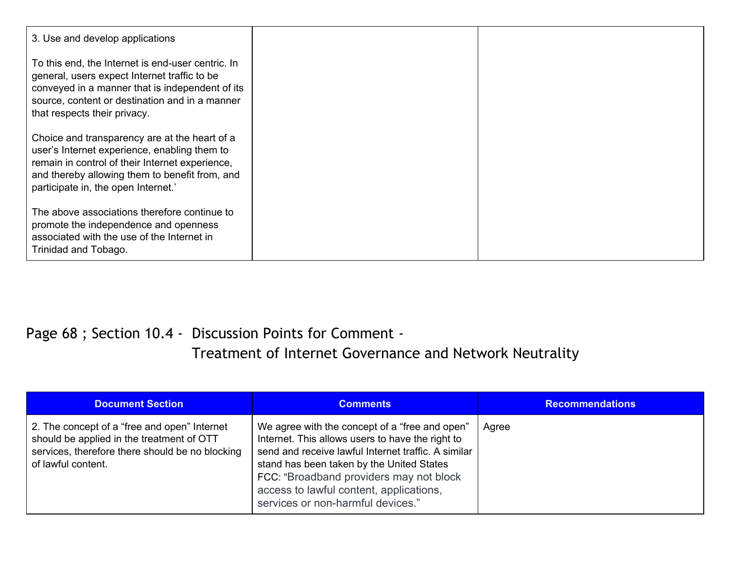| | | |
|---|---|---|
| 3. Use and develop applications<br><br>To this end, the Internet is end-user centric. In general, users expect Internet traffic to be conveyed in a manner that is independent of its source, content or destination and in a manner that respects their privacy.<br><br>Choice and transparency are at the heart of a user's Internet experience, enabling them to remain in control of their Internet experience, and thereby allowing them to benefit from, and participate in, the open Internet.'<br><br>The above associations therefore continue to promote the independence and openness associated with the use of the Internet in Trinidad and Tobago. | | |

## Page 68 ; Section 10.4 - Discussion Points for Comment - Treatment of Internet Governance and Network Neutrality

| Document Section | Comments | Recommendations |
|---|---|---|
| 2. The concept of a "free and open" Internet should be applied in the treatment of OTT services, therefore there should be no blocking of lawful content. | We agree with the concept of a "free and open" Internet. This allows users to have the right to send and receive lawful Internet traffic. A similar stand has been taken by the United States FCC: "Broadband providers may not block access to lawful content, applications, services or non-harmful devices." | Agree |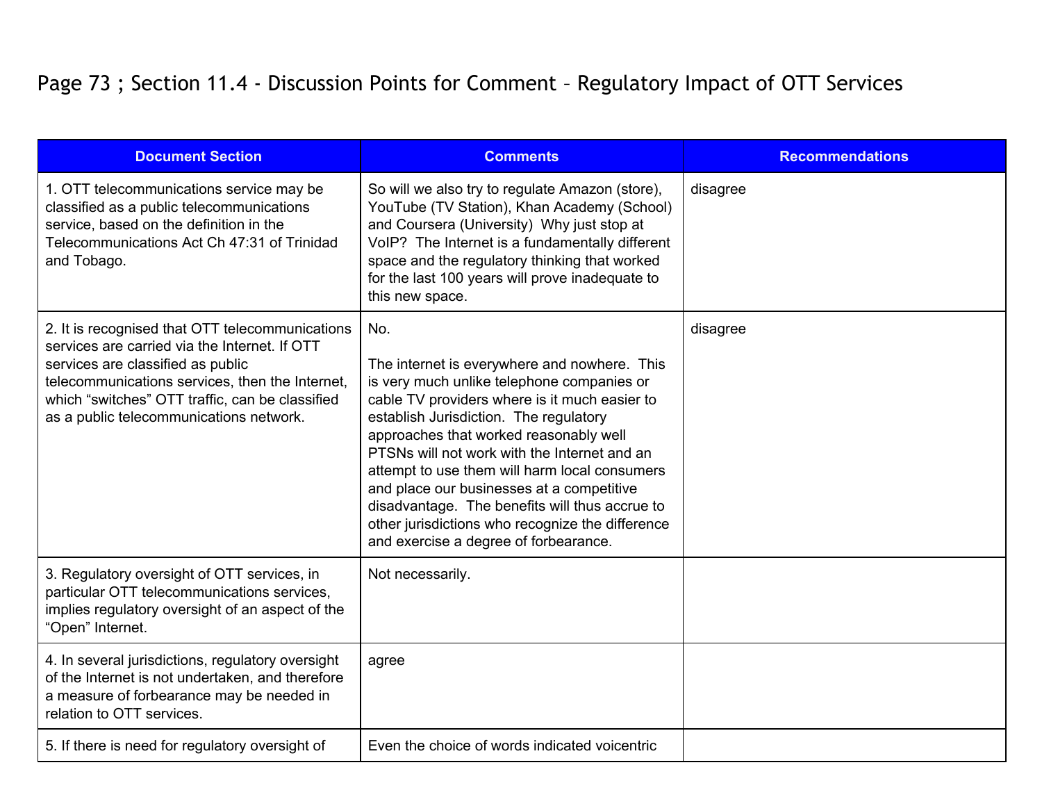# Page 73 ; Section 11.4 - Discussion Points for Comment – Regulatory Impact of OTT Services

| Document Section | Comments | Recommendations |
|---|---|---|
| 1. OTT telecommunications service may be classified as a public telecommunications service, based on the definition in the Telecommunications Act Ch 47:31 of Trinidad and Tobago. | So will we also try to regulate Amazon (store), YouTube (TV Station), Khan Academy (School) and Coursera (University) Why just stop at VoIP? The Internet is a fundamentally different space and the regulatory thinking that worked for the last 100 years will prove inadequate to this new space. | disagree |
| 2. It is recognised that OTT telecommunications services are carried via the Internet. If OTT services are classified as public telecommunications services, then the Internet, which "switches" OTT traffic, can be classified as a public telecommunications network. | No.<br><br>The internet is everywhere and nowhere. This is very much unlike telephone companies or cable TV providers where is it much easier to establish Jurisdiction. The regulatory approaches that worked reasonably well PTSNs will not work with the Internet and an attempt to use them will harm local consumers and place our businesses at a competitive disadvantage. The benefits will thus accrue to other jurisdictions who recognize the difference and exercise a degree of forbearance. | disagree |
| 3. Regulatory oversight of OTT services, in particular OTT telecommunications services, implies regulatory oversight of an aspect of the "Open" Internet. | Not necessarily. | |
| 4. In several jurisdictions, regulatory oversight of the Internet is not undertaken, and therefore a measure of forbearance may be needed in relation to OTT services. | agree | |
| 5. If there is need for regulatory oversight of | Even the choice of words indicated voicentric | |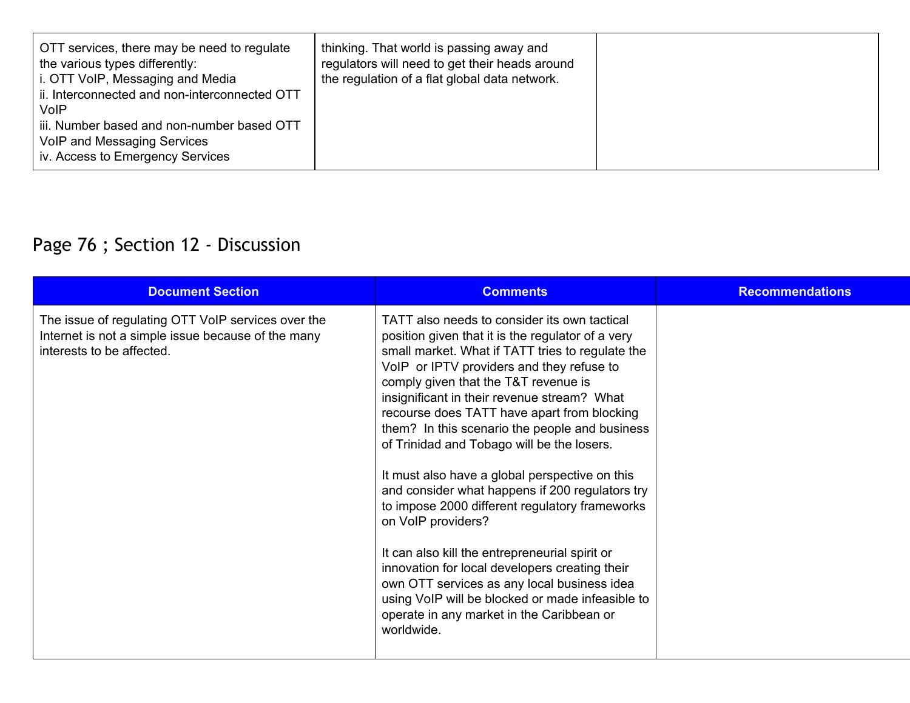| | | |
|---|---|---|
| OTT services, there may be need to regulate the various types differently:<br>i. OTT VoIP, Messaging and Media<br>ii. Interconnected and non-interconnected OTT VoIP<br>iii. Number based and non-number based OTT VoIP and Messaging Services<br>iv. Access to Emergency Services | thinking. That world is passing away and regulators will need to get their heads around the regulation of a flat global data network. | |

## Page 76 ; Section 12 - Discussion

| Document Section | Comments | Recommendations |
|---|---|---|
| The issue of regulating OTT VoIP services over the Internet is not a simple issue because of the many interests to be affected. | TATT also needs to consider its own tactical position given that it is the regulator of a very small market. What if TATT tries to regulate the VoIP or IPTV providers and they refuse to comply given that the T&T revenue is insignificant in their revenue stream? What recourse does TATT have apart from blocking them? In this scenario the people and business of Trinidad and Tobago will be the losers.<br><br>It must also have a global perspective on this and consider what happens if 200 regulators try to impose 2000 different regulatory frameworks on VoIP providers?<br><br>It can also kill the entrepreneurial spirit or innovation for local developers creating their own OTT services as any local business idea using VoIP will be blocked or made infeasible to operate in any market in the Caribbean or worldwide. | |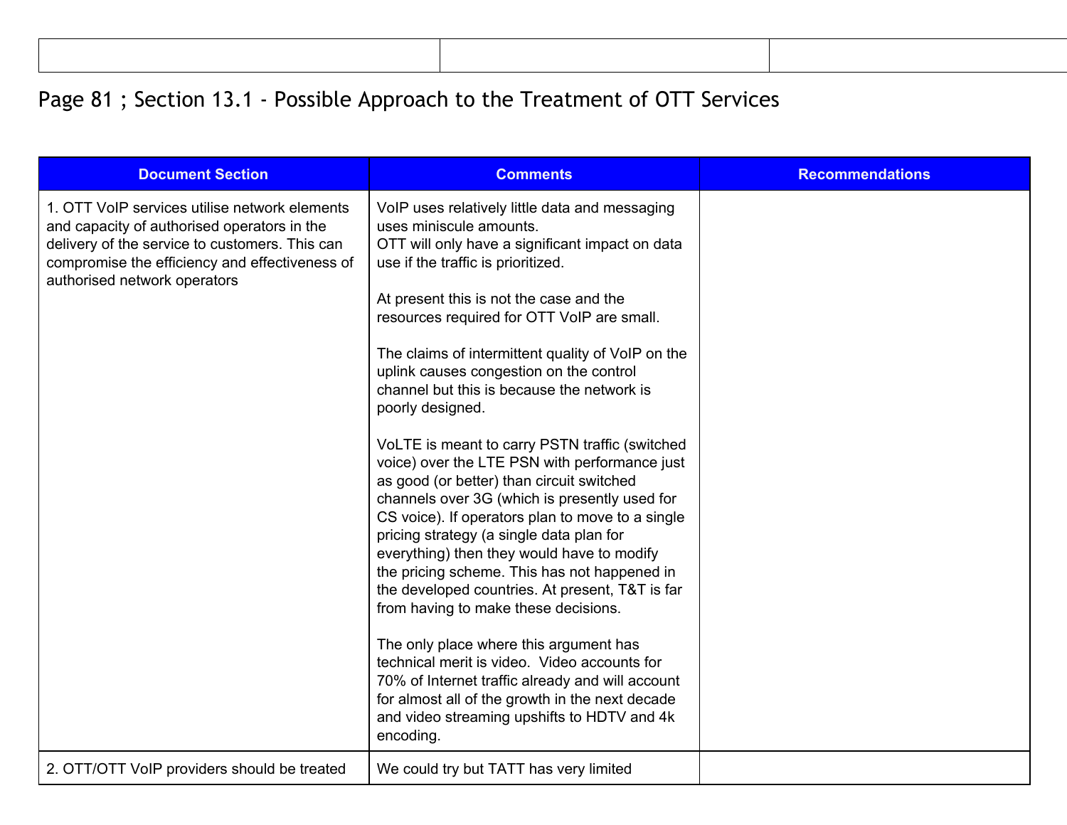| | | |
|---|---|---|

## Page 81 ; Section 13.1 - Possible Approach to the Treatment of OTT Services

| Document Section | Comments | Recommendations |
|---|---|---|
| 1. OTT VoIP services utilise network elements and capacity of authorised operators in the delivery of the service to customers. This can compromise the efficiency and effectiveness of authorised network operators | VoIP uses relatively little data and messaging uses miniscule amounts.<br>OTT will only have a significant impact on data use if the traffic is prioritized.<br><br>At present this is not the case and the resources required for OTT VoIP are small.<br><br>The claims of intermittent quality of VoIP on the uplink causes congestion on the control channel but this is because the network is poorly designed.<br><br>VoLTE is meant to carry PSTN traffic (switched voice) over the LTE PSN with performance just as good (or better) than circuit switched channels over 3G (which is presently used for CS voice). If operators plan to move to a single pricing strategy (a single data plan for everything) then they would have to modify the pricing scheme. This has not happened in the developed countries. At present, T&T is far from having to make these decisions.<br><br>The only place where this argument has technical merit is video. Video accounts for 70% of Internet traffic already and will account for almost all of the growth in the next decade and video streaming upshifts to HDTV and 4k encoding. | |
| 2. OTT/OTT VoIP providers should be treated | We could try but TATT has very limited | |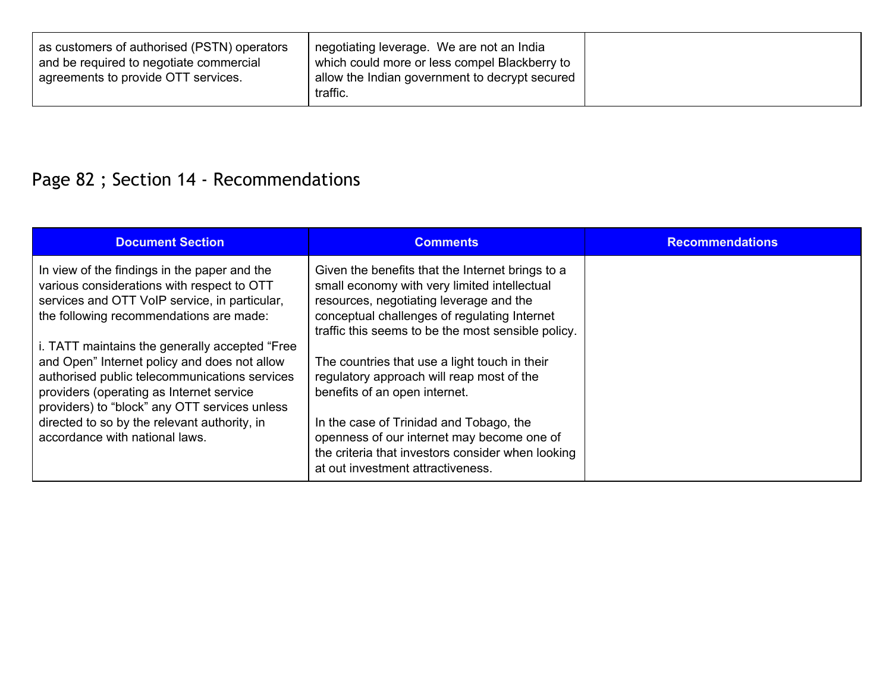| | | |
|---|---|---|
| as customers of authorised (PSTN) operators and be required to negotiate commercial agreements to provide OTT services. | negotiating leverage. We are not an India which could more or less compel Blackberry to allow the Indian government to decrypt secured traffic. | |

## Page 82 ; Section 14 - Recommendations

| Document Section | Comments | Recommendations |
|---|---|---|
| In view of the findings in the paper and the various considerations with respect to OTT services and OTT VoIP service, in particular, the following recommendations are made:<br><br>i. TATT maintains the generally accepted "Free and Open" Internet policy and does not allow authorised public telecommunications services providers (operating as Internet service providers) to "block" any OTT services unless directed to so by the relevant authority, in accordance with national laws. | Given the benefits that the Internet brings to a small economy with very limited intellectual resources, negotiating leverage and the conceptual challenges of regulating Internet traffic this seems to be the most sensible policy.<br><br>The countries that use a light touch in their regulatory approach will reap most of the benefits of an open internet.<br><br>In the case of Trinidad and Tobago, the openness of our internet may become one of the criteria that investors consider when looking at out investment attractiveness. | |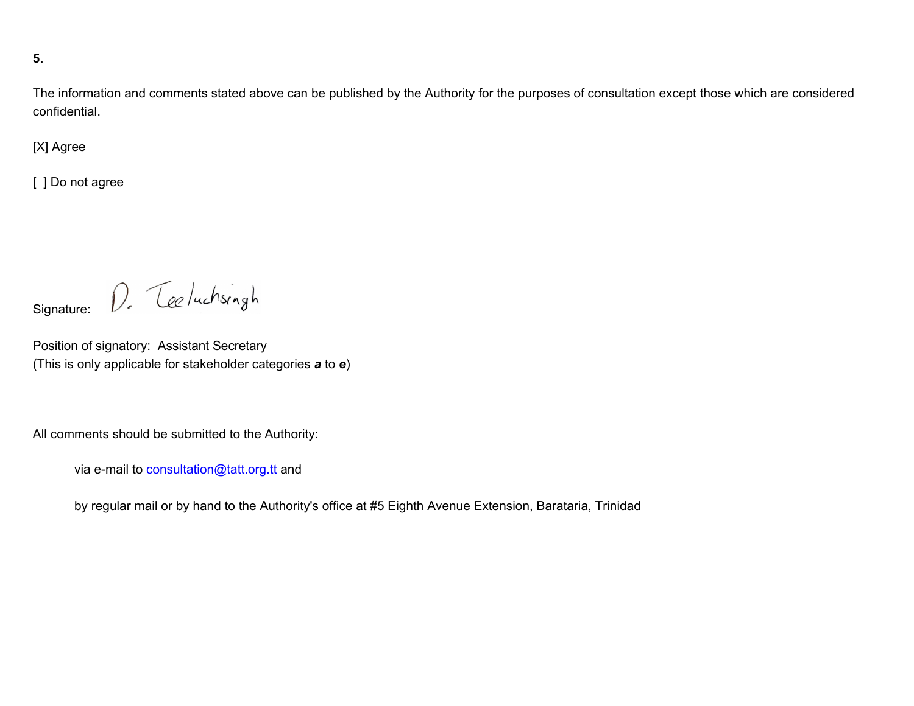**5.**

The information and comments stated above can be published by the Authority for the purposes of consultation except those which are considered confidential.

[X] Agree

[ ] Do not agree

Signature: D. Teeluchsingh

Position of signatory: Assistant Secretary
(This is only applicable for stakeholder categories ***a*** to ***e***)

All comments should be submitted to the Authority:

via e-mail to consultation@tatt.org.tt and

by regular mail or by hand to the Authority's office at #5 Eighth Avenue Extension, Barataria, Trinidad